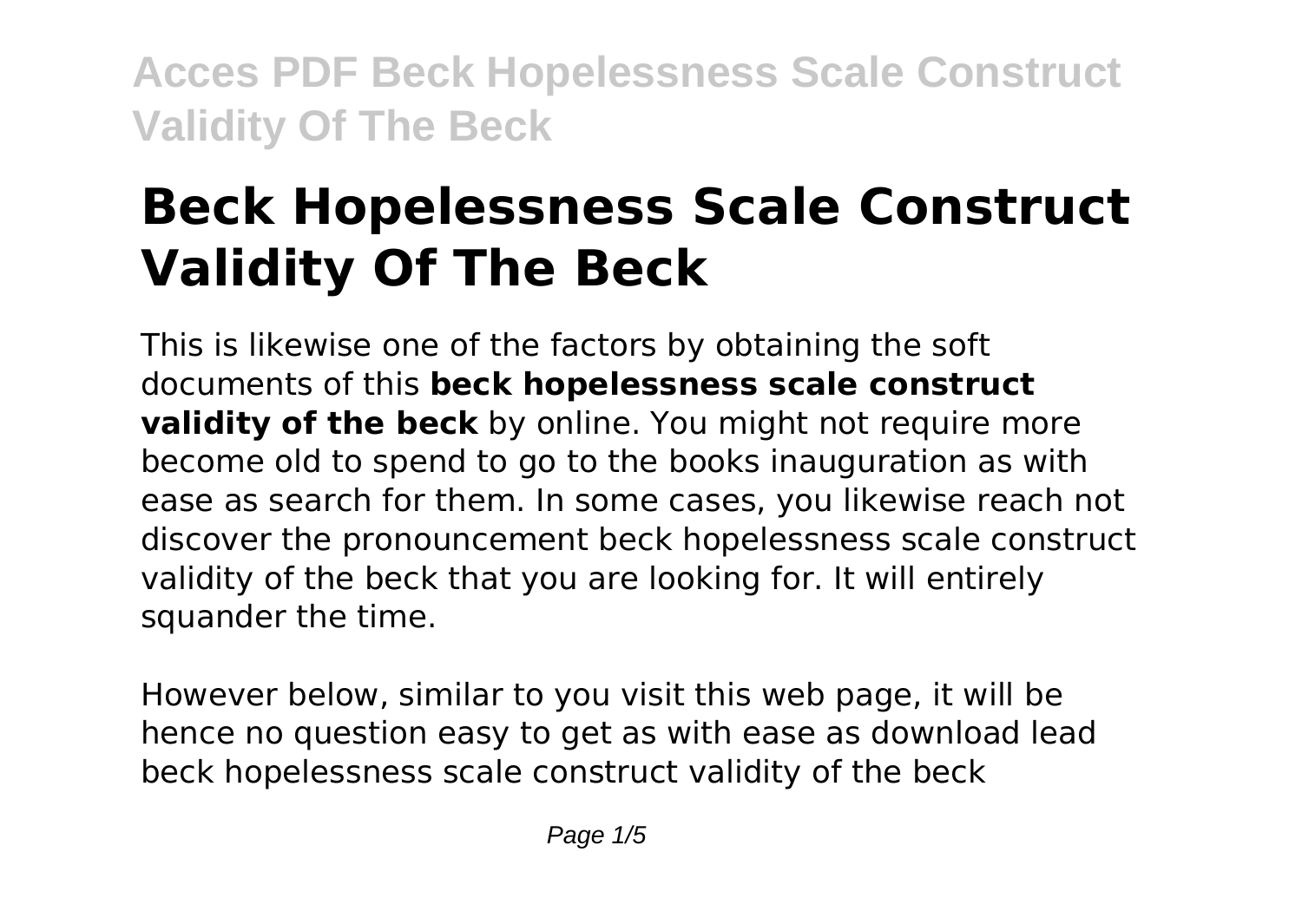# Beck Hopelessness Scale Construct Validity Of The Beck

This is likewise one of the factors by obtaining the soft documents of this **beck hopelessness scale construct validity of the beck** by online. You might not require more become old to spend to go to the books inauguration as with ease as search for them. In some cases, you likewise reach not discover the pronouncement beck hopelessness scale construct validity of the beck that you are looking for. It will entirely squander the time.

However below, similar to you visit this web page, it will be hence no question easy to get as with ease as download lead beck hopelessness scale construct validity of the beck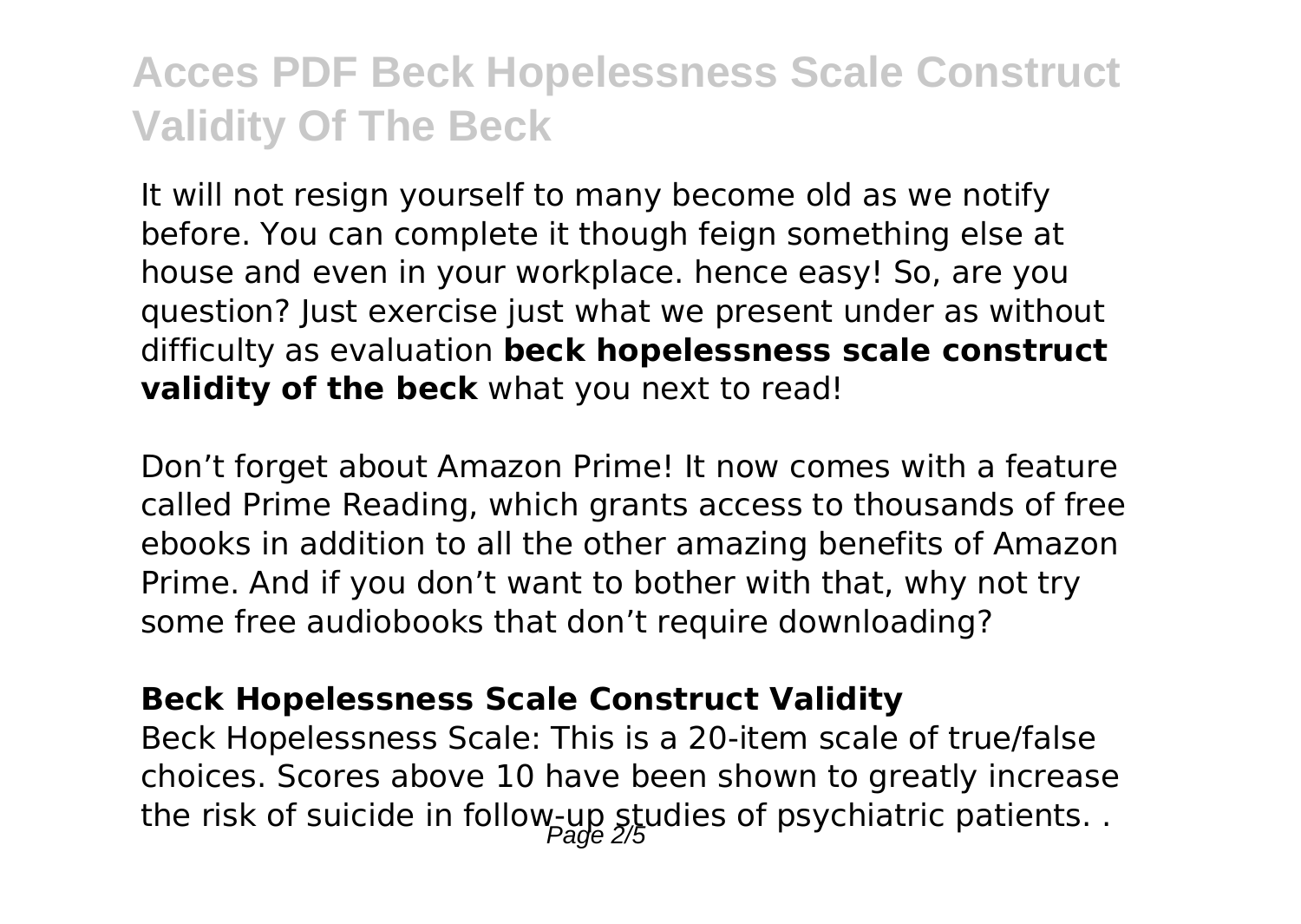It will not resign yourself to many become old as we notify before. You can complete it though feign something else at house and even in your workplace. hence easy! So, are you question? Just exercise just what we present under as without difficulty as evaluation **beck hopelessness scale construct validity of the beck** what you next to read!

Don't forget about Amazon Prime! It now comes with a feature called Prime Reading, which grants access to thousands of free ebooks in addition to all the other amazing benefits of Amazon Prime. And if you don't want to bother with that, why not try some free audiobooks that don't require downloading?

### Beck Hopelessness Scale Construct Validity

Beck Hopelessness Scale: This is a 20-item scale of true/false choices. Scores above 10 have been shown to greatly increase the risk of suicide in follow-up studies of psychiatric patients. .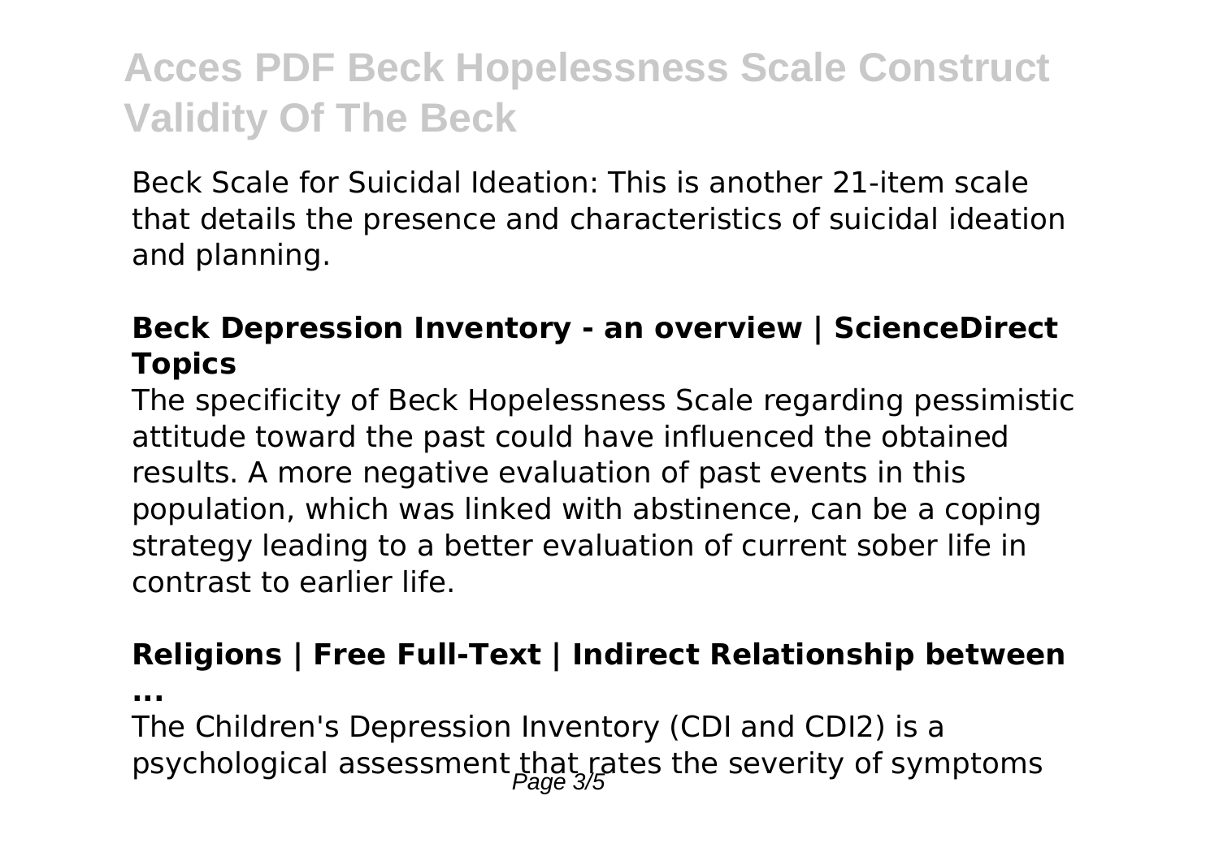Beck Scale for Suicidal Ideation: This is another 21-item scale that details the presence and characteristics of suicidal ideation and planning.

### Beck Depression Inventory - an overview | ScienceDirect Topics

The specificity of Beck Hopelessness Scale regarding pessimistic attitude toward the past could have influenced the obtained results. A more negative evaluation of past events in this population, which was linked with abstinence, can be a coping strategy leading to a better evaluation of current sober life in contrast to earlier life.

### Religions | Free Full-Text | Indirect Relationship between ...

The Children's Depression Inventory (CDI and CDI2) is a psychological assessment that rates the severity of symptoms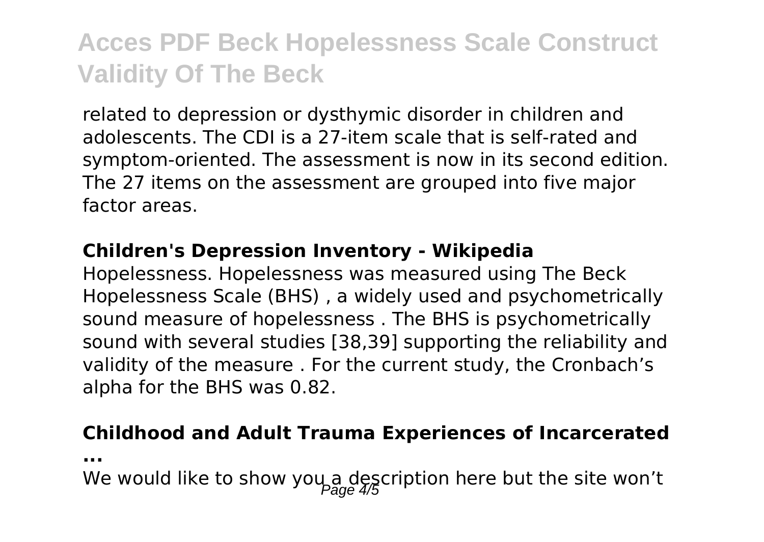related to depression or dysthymic disorder in children and adolescents. The CDI is a 27-item scale that is self-rated and symptom-oriented. The assessment is now in its second edition. The 27 items on the assessment are grouped into five major factor areas.

**Children's Depression Inventory - Wikipedia**

Hopelessness. Hopelessness was measured using The Beck Hopelessness Scale (BHS) , a widely used and psychometrically sound measure of hopelessness . The BHS is psychometrically sound with several studies [38,39] supporting the reliability and validity of the measure . For the current study, the Cronbach's alpha for the BHS was 0.82.

**Childhood and Adult Trauma Experiences of Incarcerated ...**

We would like to show you a description here but the site won't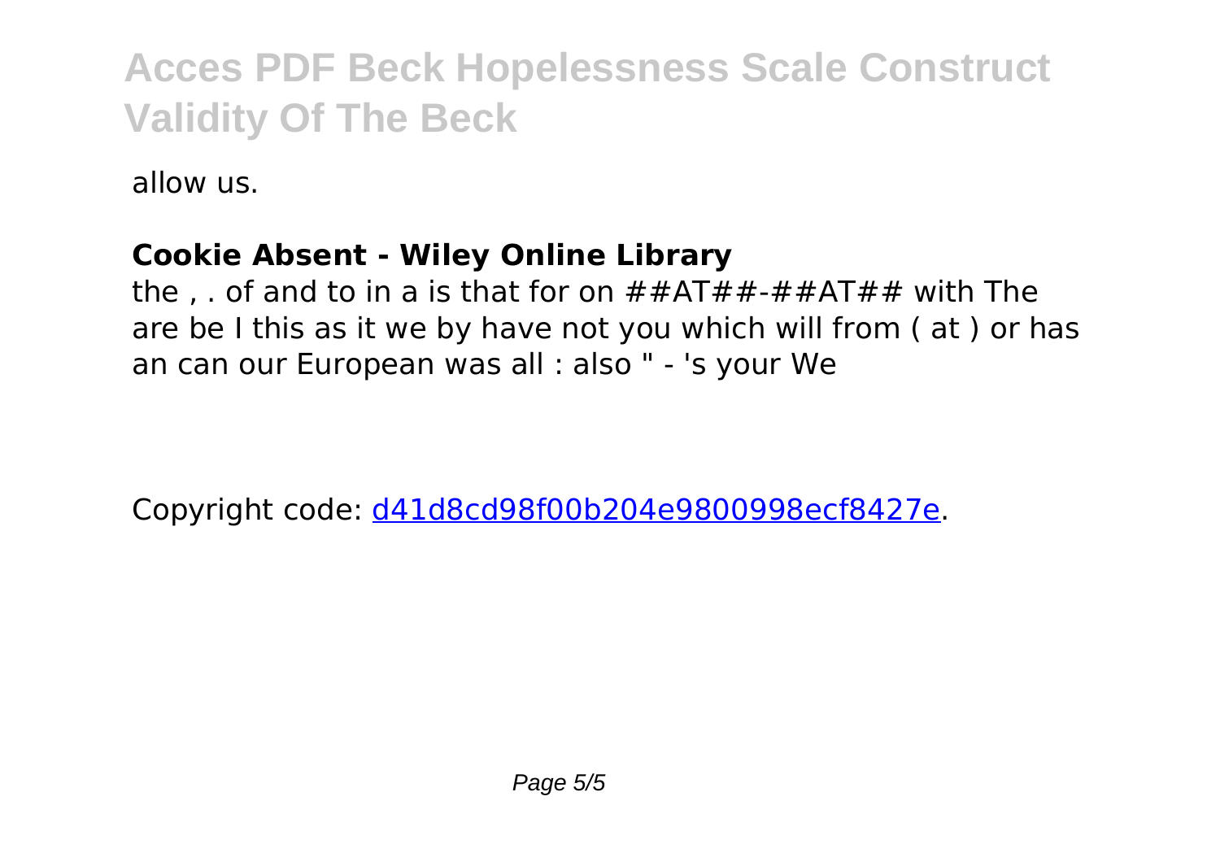allow us.

**Cookie Absent - Wiley Online Library**

the , . of and to in a is that for on ##AT##-##AT## with The are be I this as it we by have not you which will from ( at ) or has an can our European was all : also " - 's your We

Copyright code: [d41d8cd98f00b204e9800998ecf8427e](d41d8cd98f00b204e9800998ecf8427e).